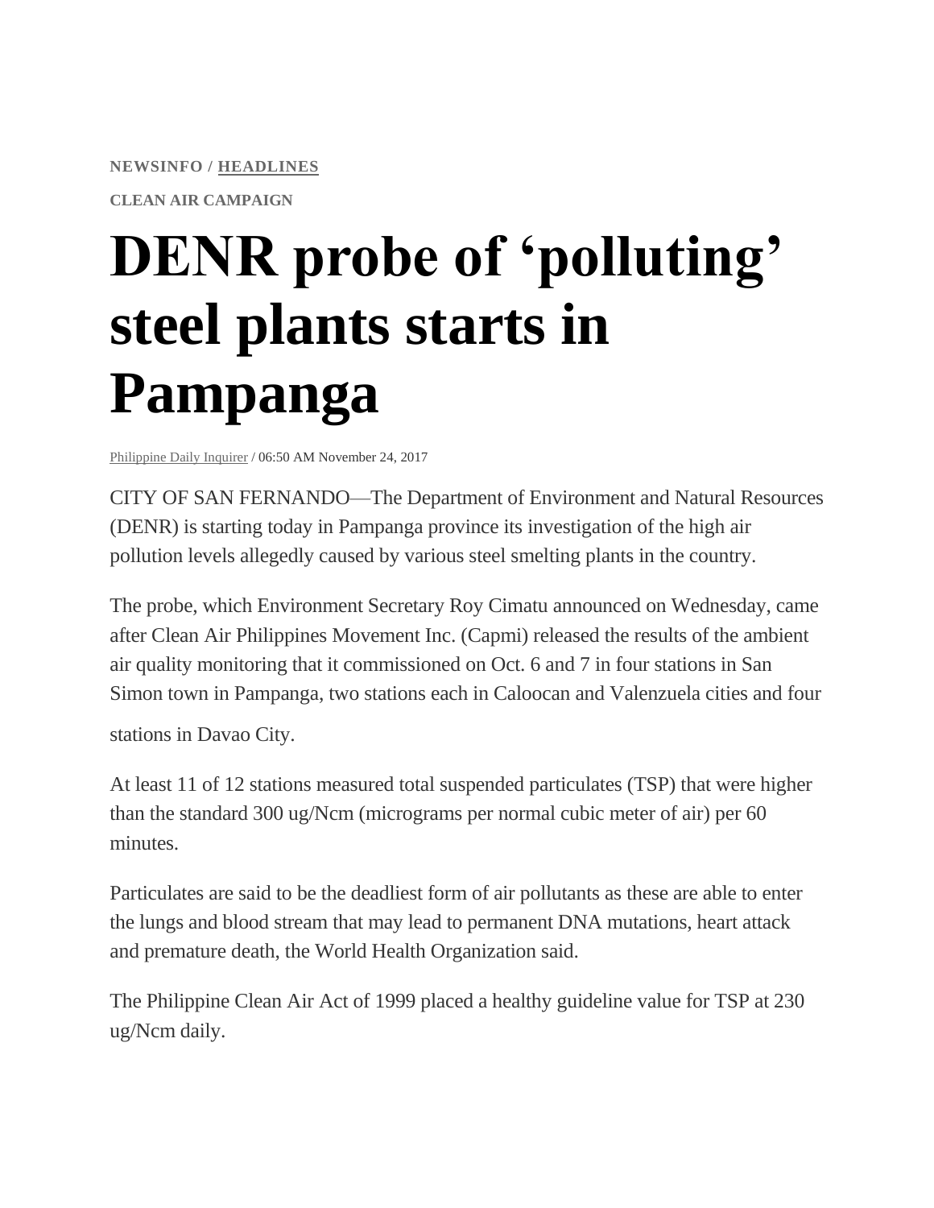**NEWSINFO / HEADLINES**

**CLEAN AIR CAMPAIGN**

# DENR probe of 'polluting' steel plants starts in Pampanga

Philippine Daily Inquirer / 06:50 AM November 24, 2017

CITY OF SAN FERNANDO—The Department of Environment and Natural Resources (DENR) is starting today in Pampanga province its investigation of the high air pollution levels allegedly caused by various steel smelting plants in the country.

The probe, which Environment Secretary Roy Cimatu announced on Wednesday, came after Clean Air Philippines Movement Inc. (Capmi) released the results of the ambient air quality monitoring that it commissioned on Oct. 6 and 7 in four stations in San Simon town in Pampanga, two stations each in Caloocan and Valenzuela cities and four stations in Davao City.

At least 11 of 12 stations measured total suspended particulates (TSP) that were higher than the standard 300 ug/Ncm (micrograms per normal cubic meter of air) per 60 minutes.

Particulates are said to be the deadliest form of air pollutants as these are able to enter the lungs and blood stream that may lead to permanent DNA mutations, heart attack and premature death, the World Health Organization said.

The Philippine Clean Air Act of 1999 placed a healthy guideline value for TSP at 230 ug/Ncm daily.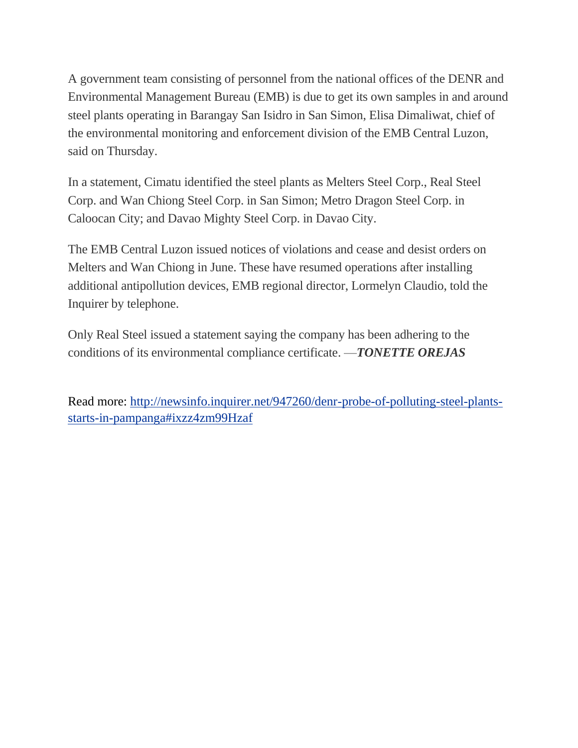A government team consisting of personnel from the national offices of the DENR and Environmental Management Bureau (EMB) is due to get its own samples in and around steel plants operating in Barangay San Isidro in San Simon, Elisa Dimaliwat, chief of the environmental monitoring and enforcement division of the EMB Central Luzon, said on Thursday.

In a statement, Cimatu identified the steel plants as Melters Steel Corp., Real Steel Corp. and Wan Chiong Steel Corp. in San Simon; Metro Dragon Steel Corp. in Caloocan City; and Davao Mighty Steel Corp. in Davao City.

The EMB Central Luzon issued notices of violations and cease and desist orders on Melters and Wan Chiong in June. These have resumed operations after installing additional antipollution devices, EMB regional director, Lormelyn Claudio, told the Inquirer by telephone.

Only Real Steel issued a statement saying the company has been adhering to the conditions of its environmental compliance certificate. —***TONETTE OREJAS***

Read more: [http://newsinfo.inquirer.net/947260/denr-probe-of-polluting-steel-plants-starts-in-pampanga#ixzz4zm99Hzaf](http://newsinfo.inquirer.net/947260/denr-probe-of-polluting-steel-plants-starts-in-pampanga#ixzz4zm99Hzaf)